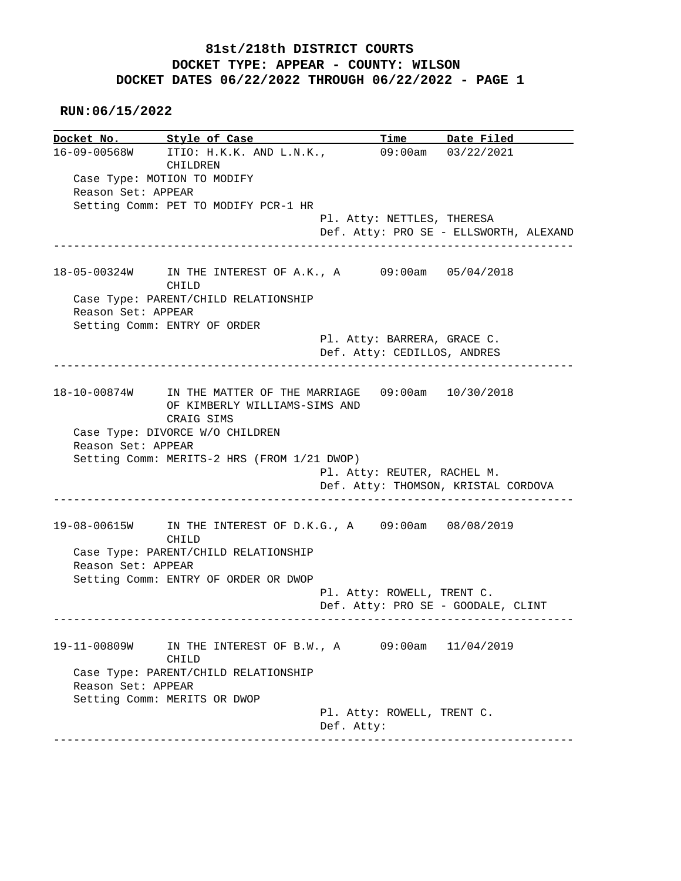# 81st/218th DISTRICT COURTS
## DOCKET TYPE: APPEAR - COUNTY: WILSON
## DOCKET DATES 06/22/2022 THROUGH 06/22/2022 - PAGE 1

**RUN:06/15/2022**

| Docket No. | Style of Case | Time | Date Filed |
|---|---|---|---|
| 16-09-00568W | ITIO: H.K.K. AND L.N.K., CHILDREN | 09:00am | 03/22/2021 |

Case Type: MOTION TO MODIFY
Reason Set: APPEAR
Setting Comm: PET TO MODIFY PCR-1 HR
Pl. Atty: NETTLES, THERESA
Def. Atty: PRO SE - ELLSWORTH, ALEXAND

---

| Docket No. | Style of Case | Time | Date Filed |
|---|---|---|---|
| 18-05-00324W | IN THE INTEREST OF A.K., A CHILD | 09:00am | 05/04/2018 |

Case Type: PARENT/CHILD RELATIONSHIP
Reason Set: APPEAR
Setting Comm: ENTRY OF ORDER
Pl. Atty: BARRERA, GRACE C.
Def. Atty: CEDILLOS, ANDRES

---

| Docket No. | Style of Case | Time | Date Filed |
|---|---|---|---|
| 18-10-00874W | IN THE MATTER OF THE MARRIAGE OF KIMBERLY WILLIAMS-SIMS AND CRAIG SIMS | 09:00am | 10/30/2018 |

Case Type: DIVORCE W/O CHILDREN
Reason Set: APPEAR
Setting Comm: MERITS-2 HRS (FROM 1/21 DWOP)
Pl. Atty: REUTER, RACHEL M.
Def. Atty: THOMSON, KRISTAL CORDOVA

---

| Docket No. | Style of Case | Time | Date Filed |
|---|---|---|---|
| 19-08-00615W | IN THE INTEREST OF D.K.G., A CHILD | 09:00am | 08/08/2019 |

Case Type: PARENT/CHILD RELATIONSHIP
Reason Set: APPEAR
Setting Comm: ENTRY OF ORDER OR DWOP
Pl. Atty: ROWELL, TRENT C.
Def. Atty: PRO SE - GOODALE, CLINT

---

| Docket No. | Style of Case | Time | Date Filed |
|---|---|---|---|
| 19-11-00809W | IN THE INTEREST OF B.W., A CHILD | 09:00am | 11/04/2019 |

Case Type: PARENT/CHILD RELATIONSHIP
Reason Set: APPEAR
Setting Comm: MERITS OR DWOP
Pl. Atty: ROWELL, TRENT C.
Def. Atty:

---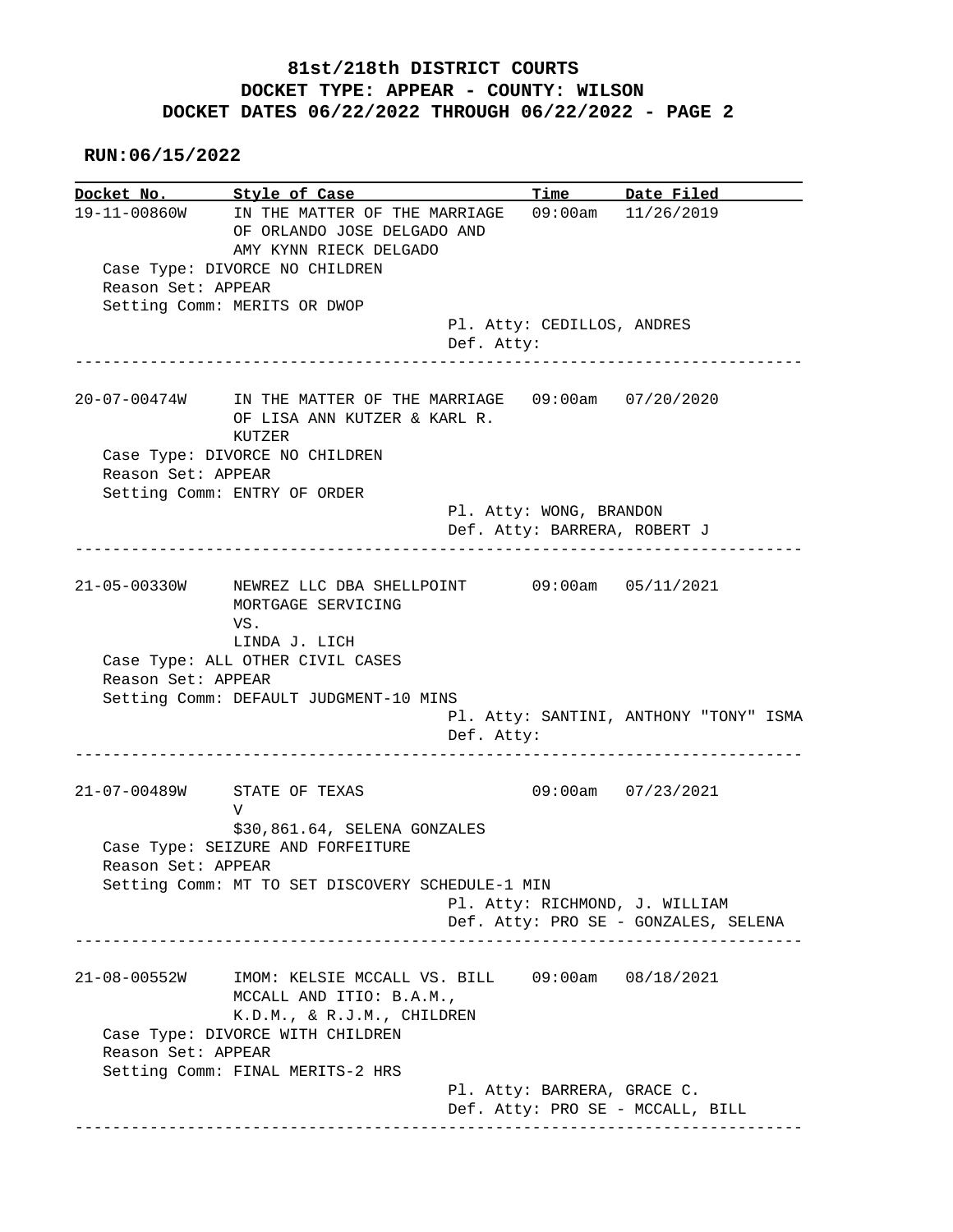**81st/218th DISTRICT COURTS**
**DOCKET TYPE: APPEAR - COUNTY: WILSON**
**DOCKET DATES 06/22/2022 THROUGH 06/22/2022 - PAGE 2**

**RUN:06/15/2022**

| Docket No. | Style of Case | Time | Date Filed |
|---|---|---|---|

---

**19-11-00860W** — IN THE MATTER OF THE MARRIAGE OF ORLANDO JOSE DELGADO AND AMY KYNN RIECK DELGADO — 09:00am — 11/26/2019

Case Type: DIVORCE NO CHILDREN
Reason Set: APPEAR
Setting Comm: MERITS OR DWOP
Pl. Atty: CEDILLOS, ANDRES
Def. Atty:

---

**20-07-00474W** — IN THE MATTER OF THE MARRIAGE OF LISA ANN KUTZER & KARL R. KUTZER — 09:00am — 07/20/2020

Case Type: DIVORCE NO CHILDREN
Reason Set: APPEAR
Setting Comm: ENTRY OF ORDER
Pl. Atty: WONG, BRANDON
Def. Atty: BARRERA, ROBERT J

---

**21-05-00330W** — NEWREZ LLC DBA SHELLPOINT MORTGAGE SERVICING VS. LINDA J. LICH — 09:00am — 05/11/2021

Case Type: ALL OTHER CIVIL CASES
Reason Set: APPEAR
Setting Comm: DEFAULT JUDGMENT-10 MINS
Pl. Atty: SANTINI, ANTHONY "TONY" ISMA
Def. Atty:

---

**21-07-00489W** — STATE OF TEXAS V $30,861.64, SELENA GONZALES — 09:00am — 07/23/2021

Case Type: SEIZURE AND FORFEITURE
Reason Set: APPEAR
Setting Comm: MT TO SET DISCOVERY SCHEDULE-1 MIN
Pl. Atty: RICHMOND, J. WILLIAM
Def. Atty: PRO SE - GONZALES, SELENA

---

**21-08-00552W** — IMOM: KELSIE MCCALL VS. BILL MCCALL AND ITIO: B.A.M., K.D.M., & R.J.M., CHILDREN — 09:00am — 08/18/2021

Case Type: DIVORCE WITH CHILDREN
Reason Set: APPEAR
Setting Comm: FINAL MERITS-2 HRS
Pl. Atty: BARRERA, GRACE C.
Def. Atty: PRO SE - MCCALL, BILL

---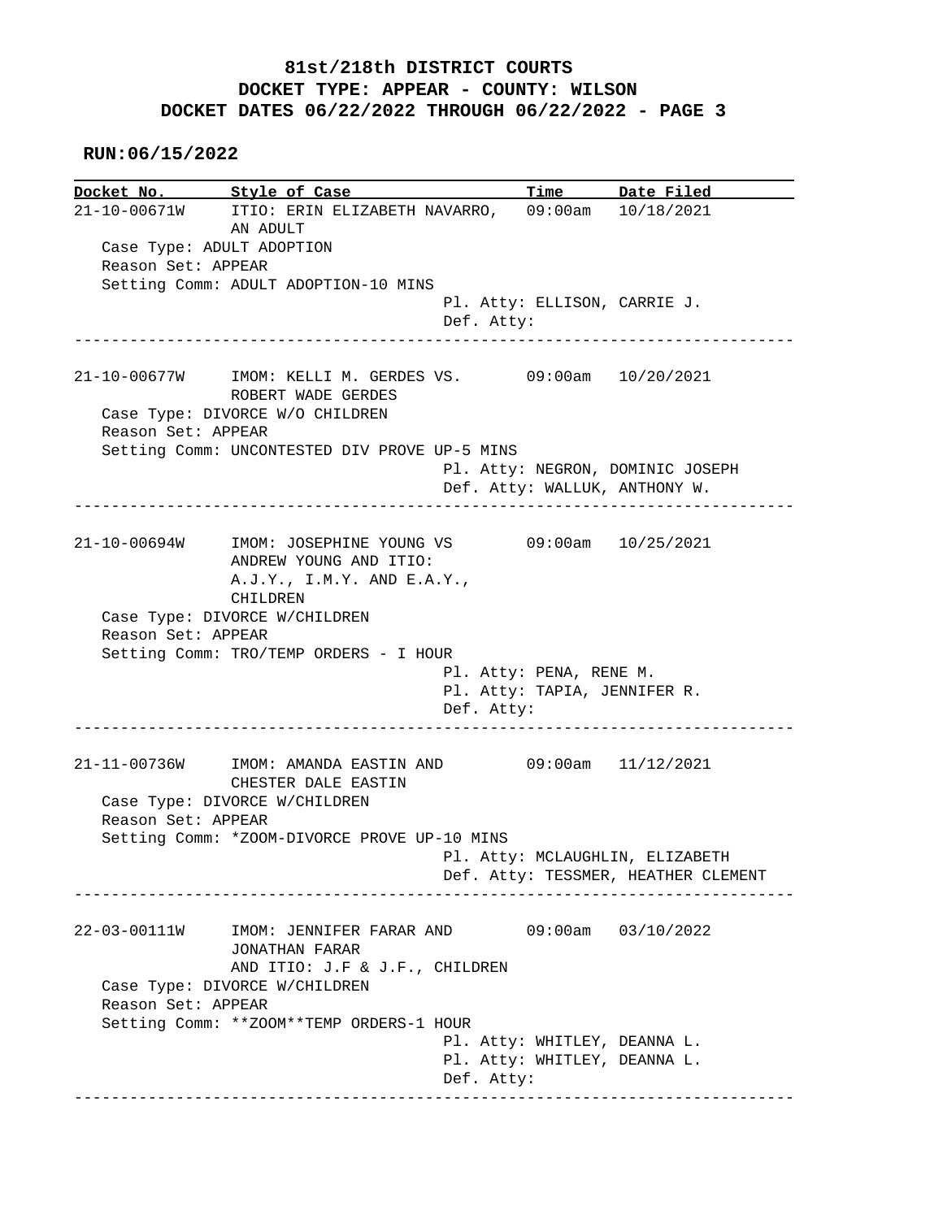# 81st/218th DISTRICT COURTS
## DOCKET TYPE: APPEAR - COUNTY: WILSON
## DOCKET DATES 06/22/2022 THROUGH 06/22/2022 - PAGE 3

**RUN:06/15/2022**

| Docket No. | Style of Case | Time | Date Filed |
|---|---|---|---|

**21-10-00671W** — ITIO: ERIN ELIZABETH NAVARRO, AN ADULT — 09:00am — 10/18/2021

Case Type: ADULT ADOPTION
Reason Set: APPEAR
Setting Comm: ADULT ADOPTION-10 MINS
Pl. Atty: ELLISON, CARRIE J.
Def. Atty:

---

**21-10-00677W** — IMOM: KELLI M. GERDES VS. ROBERT WADE GERDES — 09:00am — 10/20/2021

Case Type: DIVORCE W/O CHILDREN
Reason Set: APPEAR
Setting Comm: UNCONTESTED DIV PROVE UP-5 MINS
Pl. Atty: NEGRON, DOMINIC JOSEPH
Def. Atty: WALLUK, ANTHONY W.

---

**21-10-00694W** — IMOM: JOSEPHINE YOUNG VS ANDREW YOUNG AND ITIO: A.J.Y., I.M.Y. AND E.A.Y., CHILDREN — 09:00am — 10/25/2021

Case Type: DIVORCE W/CHILDREN
Reason Set: APPEAR
Setting Comm: TRO/TEMP ORDERS - I HOUR
Pl. Atty: PENA, RENE M.
Pl. Atty: TAPIA, JENNIFER R.
Def. Atty:

---

**21-11-00736W** — IMOM: AMANDA EASTIN AND CHESTER DALE EASTIN — 09:00am — 11/12/2021

Case Type: DIVORCE W/CHILDREN
Reason Set: APPEAR
Setting Comm: *ZOOM-DIVORCE PROVE UP-10 MINS
Pl. Atty: MCLAUGHLIN, ELIZABETH
Def. Atty: TESSMER, HEATHER CLEMENT

---

**22-03-00111W** — IMOM: JENNIFER FARAR AND JONATHAN FARAR AND ITIO: J.F & J.F., CHILDREN — 09:00am — 03/10/2022

Case Type: DIVORCE W/CHILDREN
Reason Set: APPEAR
Setting Comm: **ZOOM**TEMP ORDERS-1 HOUR
Pl. Atty: WHITLEY, DEANNA L.
Pl. Atty: WHITLEY, DEANNA L.
Def. Atty:

---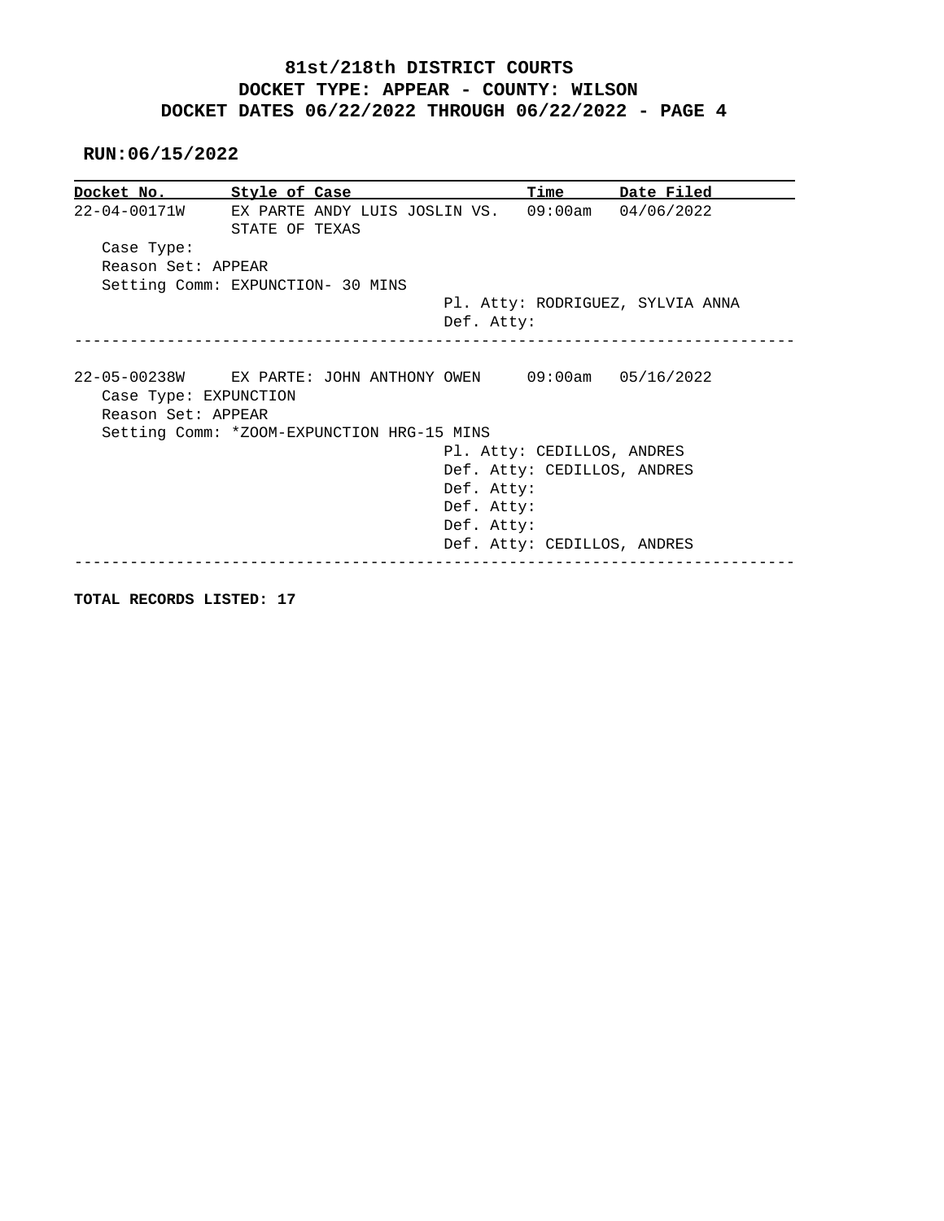# 81st/218th DISTRICT COURTS
## DOCKET TYPE: APPEAR - COUNTY: WILSON
## DOCKET DATES 06/22/2022 THROUGH 06/22/2022 - PAGE 4

**RUN:06/15/2022**

| Docket No. | Style of Case | Time | Date Filed |
|---|---|---|---|
| 22-04-00171W | EX PARTE ANDY LUIS JOSLIN VS. STATE OF TEXAS | 09:00am | 04/06/2022 |

Case Type:
Reason Set: APPEAR
Setting Comm: EXPUNCTION- 30 MINS

Pl. Atty: RODRIGUEZ, SYLVIA ANNA
Def. Atty:

---

| Docket No. | Style of Case | Time | Date Filed |
|---|---|---|---|
| 22-05-00238W | EX PARTE: JOHN ANTHONY OWEN | 09:00am | 05/16/2022 |

Case Type: EXPUNCTION
Reason Set: APPEAR
Setting Comm: *ZOOM-EXPUNCTION HRG-15 MINS

Pl. Atty: CEDILLOS, ANDRES
Def. Atty: CEDILLOS, ANDRES
Def. Atty:
Def. Atty:
Def. Atty:
Def. Atty: CEDILLOS, ANDRES

---

**TOTAL RECORDS LISTED: 17**